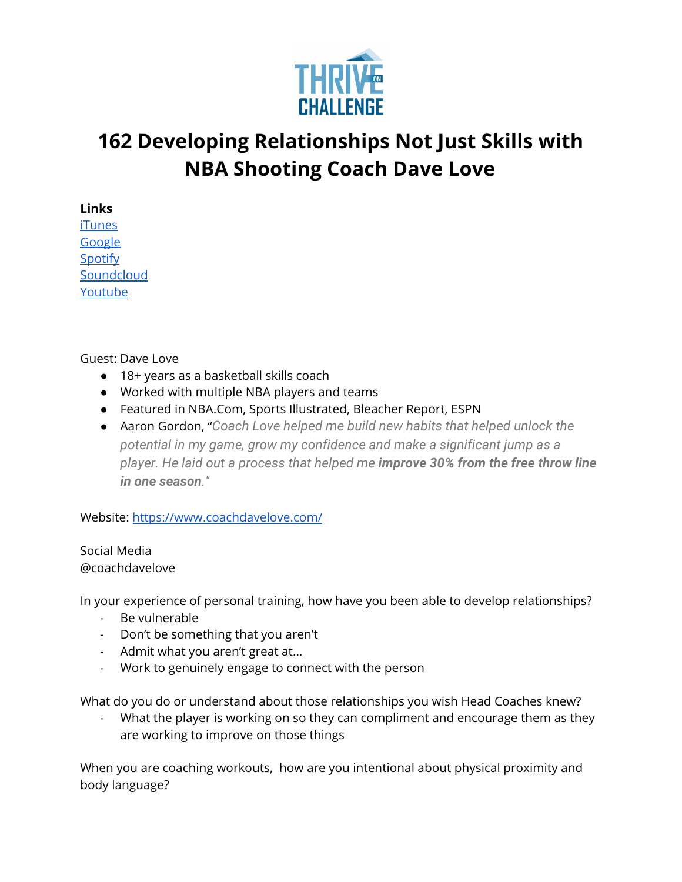# 162 Developing Relationships Not Just Skills with NBA Shooting Coach Dave Love

**Links**
[iTunes]
[Google]
[Spotify]
[Soundcloud]
[Youtube]

Guest: Dave Love

- 18+ years as a basketball skills coach
- Worked with multiple NBA players and teams
- Featured in NBA.Com, Sports Illustrated, Bleacher Report, ESPN
- Aaron Gordon, "*Coach Love helped me build new habits that helped unlock the potential in my game, grow my confidence and make a significant jump as a player. He laid out a process that helped me* ***improve 30% from the free throw line in one season****."*

Website: https://www.coachdavelove.com/

Social Media
@coachdavelove

In your experience of personal training, how have you been able to develop relationships?

- Be vulnerable
- Don't be something that you aren't
- Admit what you aren't great at...
- Work to genuinely engage to connect with the person

What do you do or understand about those relationships you wish Head Coaches knew?

- What the player is working on so they can compliment and encourage them as they are working to improve on those things

When you are coaching workouts, how are you intentional about physical proximity and body language?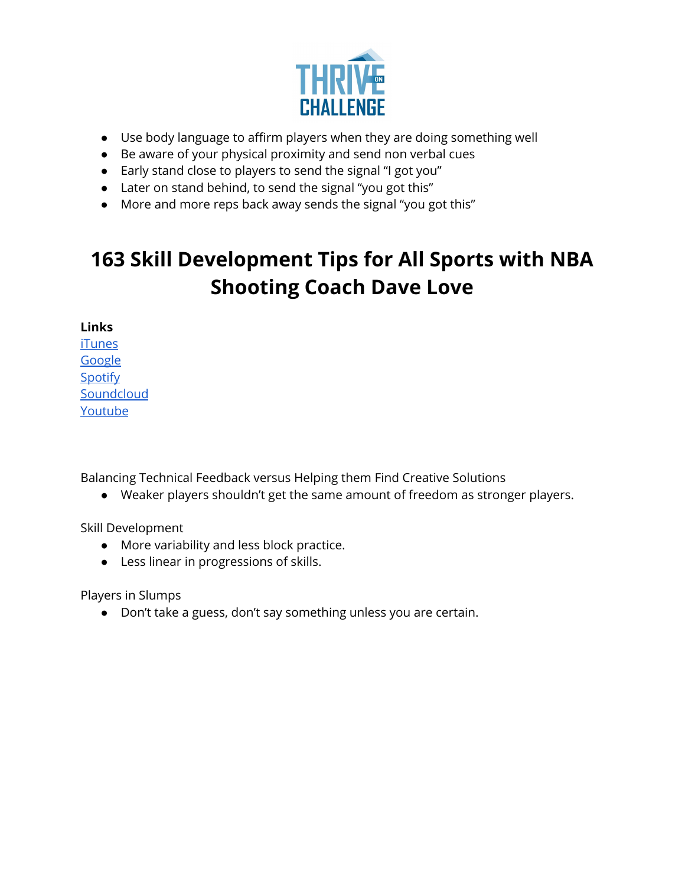- Use body language to affirm players when they are doing something well
- Be aware of your physical proximity and send non verbal cues
- Early stand close to players to send the signal "I got you"
- Later on stand behind, to send the signal "you got this"
- More and more reps back away sends the signal "you got this"

# 163 Skill Development Tips for All Sports with NBA Shooting Coach Dave Love

**Links**

iTunes

Google

Spotify

Soundcloud

Youtube

Balancing Technical Feedback versus Helping them Find Creative Solutions

- Weaker players shouldn't get the same amount of freedom as stronger players.

Skill Development

- More variability and less block practice.
- Less linear in progressions of skills.

Players in Slumps

- Don't take a guess, don't say something unless you are certain.